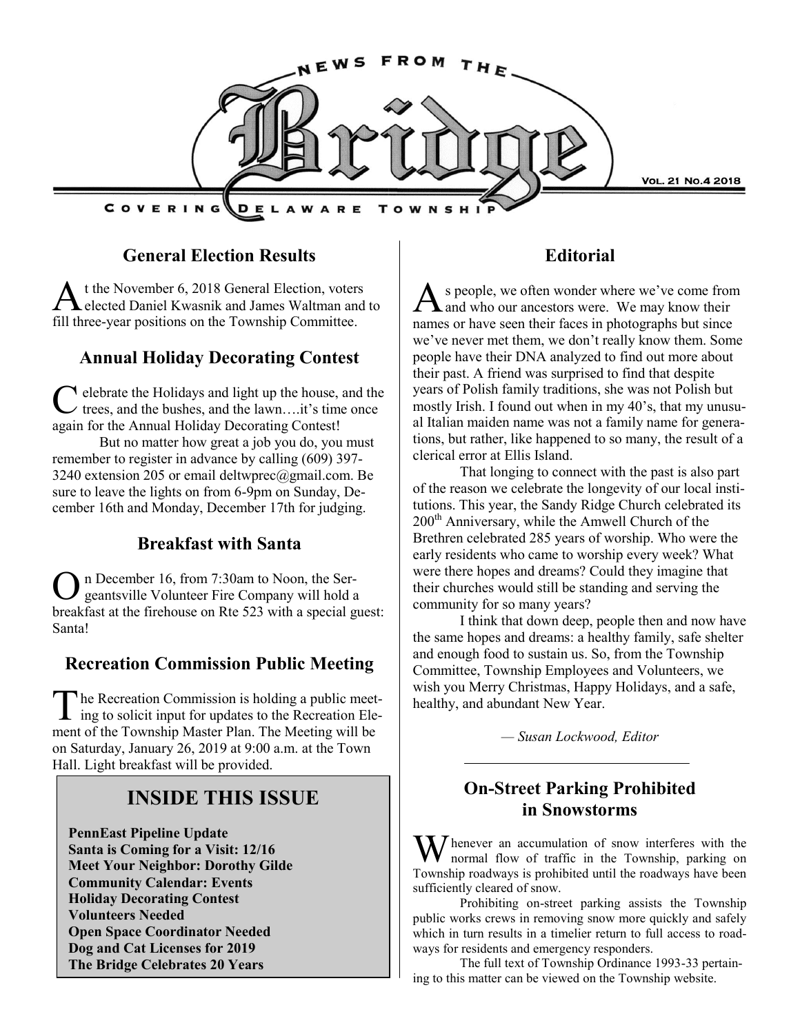# News from the Bridge

Covering Delaware Township

Vol. 21 No.4 2018

## General Election Results

At the November 6, 2018 General Election, voters elected Daniel Kwasnik and James Waltman and to fill three-year positions on the Township Committee.

## Annual Holiday Decorating Contest

Celebrate the Holidays and light up the house, and the trees, and the bushes, and the lawn….it's time once again for the Annual Holiday Decorating Contest!

But no matter how great a job you do, you must remember to register in advance by calling (609) 397-3240 extension 205 or email deltwprec@gmail.com. Be sure to leave the lights on from 6-9pm on Sunday, December 16th and Monday, December 17th for judging.

## Breakfast with Santa

On December 16, from 7:30am to Noon, the Sergeantsville Volunteer Fire Company will hold a breakfast at the firehouse on Rte 523 with a special guest: Santa!

## Recreation Commission Public Meeting

The Recreation Commission is holding a public meeting to solicit input for updates to the Recreation Element of the Township Master Plan. The Meeting will be on Saturday, January 26, 2019 at 9:00 a.m. at the Town Hall. Light breakfast will be provided.

## INSIDE THIS ISSUE

**PennEast Pipeline Update**
**Santa is Coming for a Visit: 12/16**
**Meet Your Neighbor: Dorothy Gilde**
**Community Calendar: Events**
**Holiday Decorating Contest**
**Volunteers Needed**
**Open Space Coordinator Needed**
**Dog and Cat Licenses for 2019**
**The Bridge Celebrates 20 Years**

## Editorial

As people, we often wonder where we've come from and who our ancestors were. We may know their names or have seen their faces in photographs but since we've never met them, we don't really know them. Some people have their DNA analyzed to find out more about their past. A friend was surprised to find that despite years of Polish family traditions, she was not Polish but mostly Irish. I found out when in my 40's, that my unusual Italian maiden name was not a family name for generations, but rather, like happened to so many, the result of a clerical error at Ellis Island.

That longing to connect with the past is also part of the reason we celebrate the longevity of our local institutions. This year, the Sandy Ridge Church celebrated its 200th Anniversary, while the Amwell Church of the Brethren celebrated 285 years of worship. Who were the early residents who came to worship every week? What were there hopes and dreams? Could they imagine that their churches would still be standing and serving the community for so many years?

I think that down deep, people then and now have the same hopes and dreams: a healthy family, safe shelter and enough food to sustain us. So, from the Township Committee, Township Employees and Volunteers, we wish you Merry Christmas, Happy Holidays, and a safe, healthy, and abundant New Year.

*— Susan Lockwood, Editor*

## On-Street Parking Prohibited in Snowstorms

Whenever an accumulation of snow interferes with the normal flow of traffic in the Township, parking on Township roadways is prohibited until the roadways have been sufficiently cleared of snow.

Prohibiting on-street parking assists the Township public works crews in removing snow more quickly and safely which in turn results in a timelier return to full access to roadways for residents and emergency responders.

The full text of Township Ordinance 1993-33 pertaining to this matter can be viewed on the Township website.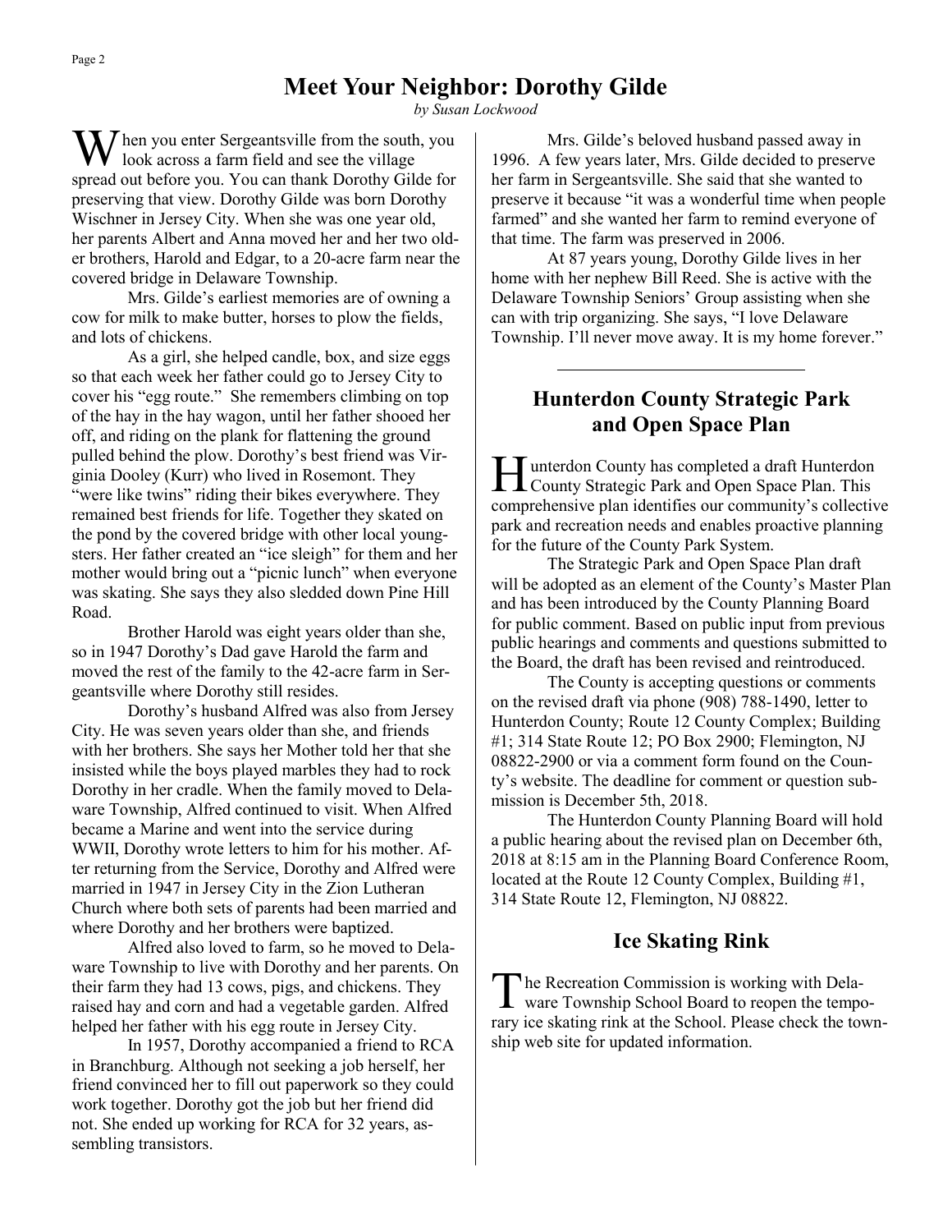## Meet Your Neighbor: Dorothy Gilde

*by Susan Lockwood*

When you enter Sergeantsville from the south, you look across a farm field and see the village spread out before you. You can thank Dorothy Gilde for preserving that view. Dorothy Gilde was born Dorothy Wischner in Jersey City. When she was one year old, her parents Albert and Anna moved her and her two older brothers, Harold and Edgar, to a 20-acre farm near the covered bridge in Delaware Township.

Mrs. Gilde's earliest memories are of owning a cow for milk to make butter, horses to plow the fields, and lots of chickens.

As a girl, she helped candle, box, and size eggs so that each week her father could go to Jersey City to cover his "egg route." She remembers climbing on top of the hay in the hay wagon, until her father shooed her off, and riding on the plank for flattening the ground pulled behind the plow. Dorothy's best friend was Virginia Dooley (Kurr) who lived in Rosemont. They "were like twins" riding their bikes everywhere. They remained best friends for life. Together they skated on the pond by the covered bridge with other local youngsters. Her father created an "ice sleigh" for them and her mother would bring out a "picnic lunch" when everyone was skating. She says they also sledded down Pine Hill Road.

Brother Harold was eight years older than she, so in 1947 Dorothy's Dad gave Harold the farm and moved the rest of the family to the 42-acre farm in Sergeantsville where Dorothy still resides.

Dorothy's husband Alfred was also from Jersey City. He was seven years older than she, and friends with her brothers. She says her Mother told her that she insisted while the boys played marbles they had to rock Dorothy in her cradle. When the family moved to Delaware Township, Alfred continued to visit. When Alfred became a Marine and went into the service during WWII, Dorothy wrote letters to him for his mother. After returning from the Service, Dorothy and Alfred were married in 1947 in Jersey City in the Zion Lutheran Church where both sets of parents had been married and where Dorothy and her brothers were baptized.

Alfred also loved to farm, so he moved to Delaware Township to live with Dorothy and her parents. On their farm they had 13 cows, pigs, and chickens. They raised hay and corn and had a vegetable garden. Alfred helped her father with his egg route in Jersey City.

In 1957, Dorothy accompanied a friend to RCA in Branchburg. Although not seeking a job herself, her friend convinced her to fill out paperwork so they could work together. Dorothy got the job but her friend did not. She ended up working for RCA for 32 years, assembling transistors.

Mrs. Gilde's beloved husband passed away in 1996. A few years later, Mrs. Gilde decided to preserve her farm in Sergeantsville. She said that she wanted to preserve it because "it was a wonderful time when people farmed" and she wanted her farm to remind everyone of that time. The farm was preserved in 2006.

At 87 years young, Dorothy Gilde lives in her home with her nephew Bill Reed. She is active with the Delaware Township Seniors' Group assisting when she can with trip organizing. She says, "I love Delaware Township. I'll never move away. It is my home forever."

## Hunterdon County Strategic Park and Open Space Plan

Hunterdon County has completed a draft Hunterdon County Strategic Park and Open Space Plan. This comprehensive plan identifies our community's collective park and recreation needs and enables proactive planning for the future of the County Park System.

The Strategic Park and Open Space Plan draft will be adopted as an element of the County's Master Plan and has been introduced by the County Planning Board for public comment. Based on public input from previous public hearings and comments and questions submitted to the Board, the draft has been revised and reintroduced.

The County is accepting questions or comments on the revised draft via phone (908) 788-1490, letter to Hunterdon County; Route 12 County Complex; Building #1; 314 State Route 12; PO Box 2900; Flemington, NJ 08822-2900 or via a comment form found on the County's website. The deadline for comment or question submission is December 5th, 2018.

The Hunterdon County Planning Board will hold a public hearing about the revised plan on December 6th, 2018 at 8:15 am in the Planning Board Conference Room, located at the Route 12 County Complex, Building #1, 314 State Route 12, Flemington, NJ 08822.

## Ice Skating Rink

The Recreation Commission is working with Delaware Township School Board to reopen the temporary ice skating rink at the School. Please check the township web site for updated information.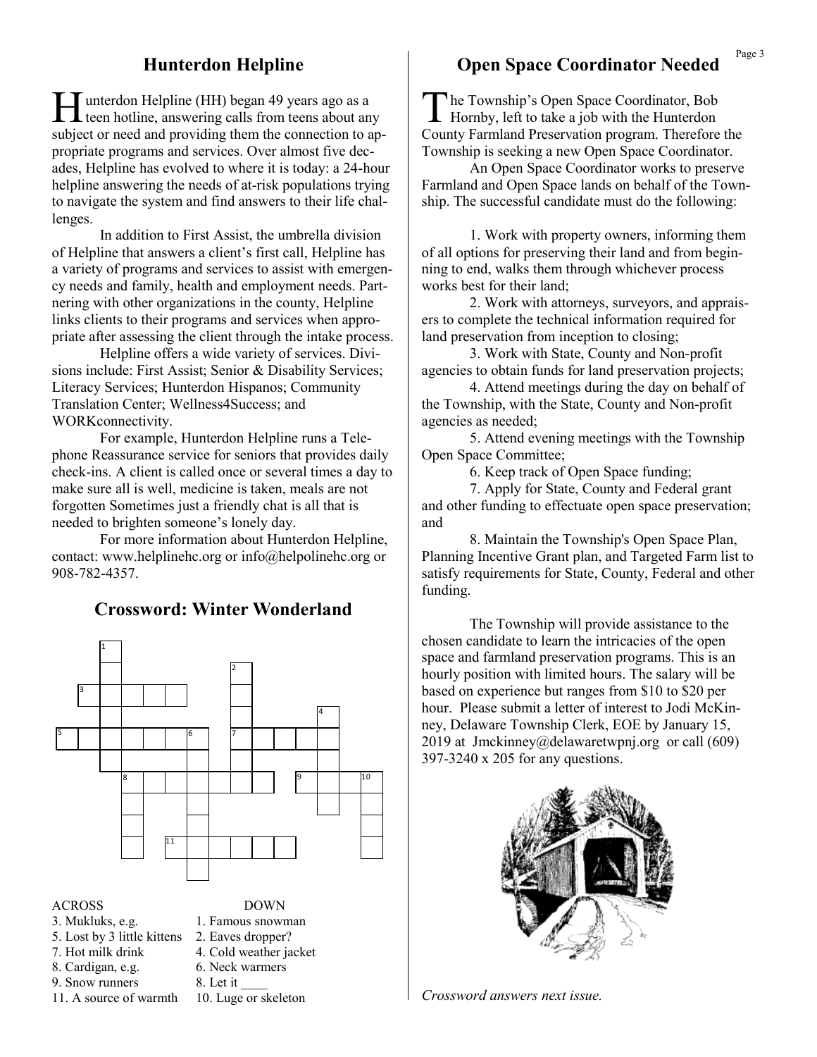## Hunterdon Helpline

Hunterdon Helpline (HH) began 49 years ago as a teen hotline, answering calls from teens about any subject or need and providing them the connection to appropriate programs and services. Over almost five decades, Helpline has evolved to where it is today: a 24-hour helpline answering the needs of at-risk populations trying to navigate the system and find answers to their life challenges.

In addition to First Assist, the umbrella division of Helpline that answers a client's first call, Helpline has a variety of programs and services to assist with emergency needs and family, health and employment needs. Partnering with other organizations in the county, Helpline links clients to their programs and services when appropriate after assessing the client through the intake process.

Helpline offers a wide variety of services. Divisions include: First Assist; Senior & Disability Services; Literacy Services; Hunterdon Hispanos; Community Translation Center; Wellness4Success; and WORKconnectivity.

For example, Hunterdon Helpline runs a Telephone Reassurance service for seniors that provides daily check-ins. A client is called once or several times a day to make sure all is well, medicine is taken, meals are not forgotten Sometimes just a friendly chat is all that is needed to brighten someone's lonely day.

For more information about Hunterdon Helpline, contact: www.helplinehc.org or info@helpolinehc.org or 908-782-4357.

## Crossword: Winter Wonderland

| ACROSS | DOWN |
|---|---|
| 3. Mukluks, e.g. | 1. Famous snowman |
| 5. Lost by 3 little kittens | 2. Eaves dropper? |
| 7. Hot milk drink | 4. Cold weather jacket |
| 8. Cardigan, e.g. | 6. Neck warmers |
| 9. Snow runners | 8. Let it ____ |
| 11. A source of warmth | 10. Luge or skeleton |

## Open Space Coordinator Needed

The Township's Open Space Coordinator, Bob Hornby, left to take a job with the Hunterdon County Farmland Preservation program. Therefore the Township is seeking a new Open Space Coordinator.

An Open Space Coordinator works to preserve Farmland and Open Space lands on behalf of the Township. The successful candidate must do the following:

1. Work with property owners, informing them of all options for preserving their land and from beginning to end, walks them through whichever process works best for their land;
2. Work with attorneys, surveyors, and appraisers to complete the technical information required for land preservation from inception to closing;
3. Work with State, County and Non-profit agencies to obtain funds for land preservation projects;
4. Attend meetings during the day on behalf of the Township, with the State, County and Non-profit agencies as needed;
5. Attend evening meetings with the Township Open Space Committee;
6. Keep track of Open Space funding;
7. Apply for State, County and Federal grant and other funding to effectuate open space preservation; and
8. Maintain the Township's Open Space Plan, Planning Incentive Grant plan, and Targeted Farm list to satisfy requirements for State, County, Federal and other funding.

The Township will provide assistance to the chosen candidate to learn the intricacies of the open space and farmland preservation programs. This is an hourly position with limited hours. The salary will be based on experience but ranges from $10 to $20 per hour. Please submit a letter of interest to Jodi McKinney, Delaware Township Clerk, EOE by January 15, 2019 at Jmckinney@delawaretwpnj.org or call (609) 397-3240 x 205 for any questions.

*Crossword answers next issue.*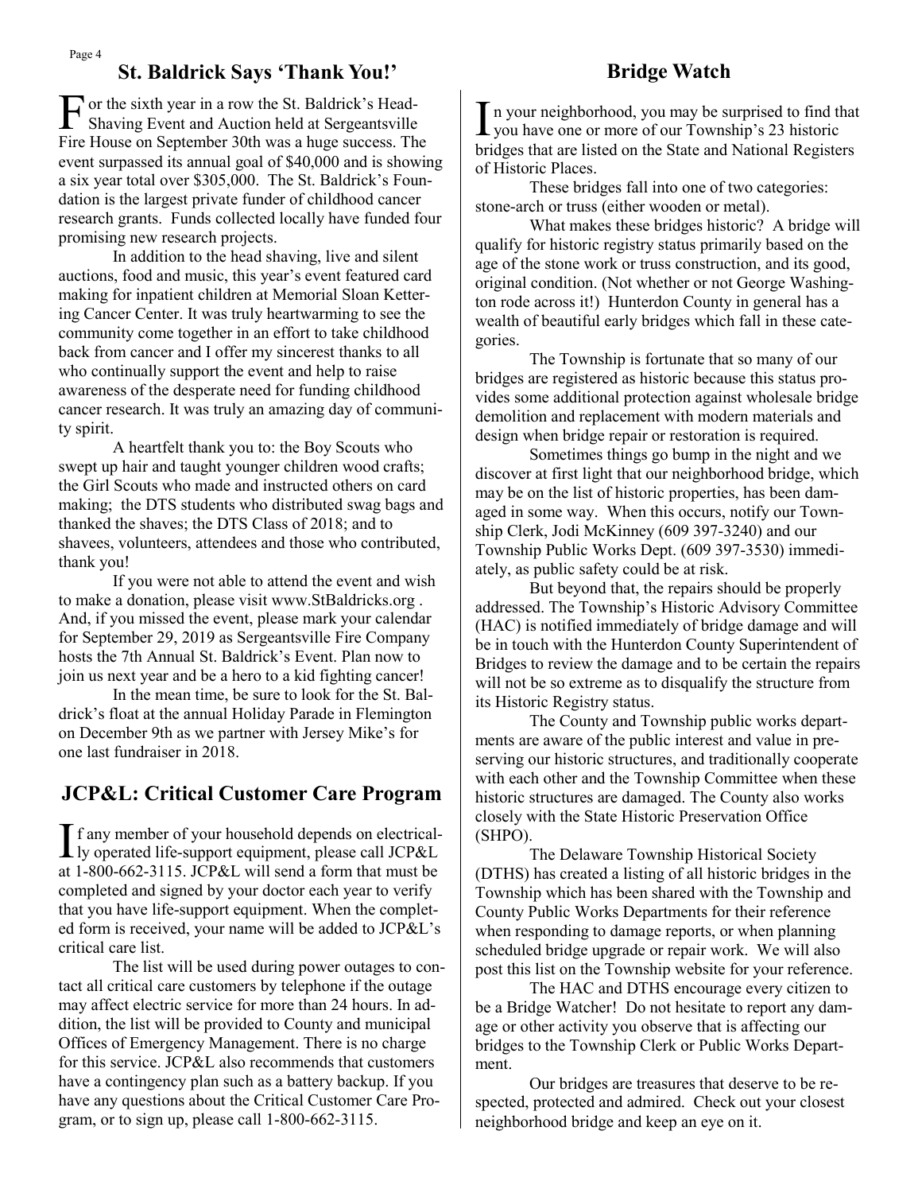## St. Baldrick Says 'Thank You!'

For the sixth year in a row the St. Baldrick's Head-Shaving Event and Auction held at Sergeantsville Fire House on September 30th was a huge success. The event surpassed its annual goal of $40,000 and is showing a six year total over $305,000. The St. Baldrick's Foundation is the largest private funder of childhood cancer research grants. Funds collected locally have funded four promising new research projects.

In addition to the head shaving, live and silent auctions, food and music, this year's event featured card making for inpatient children at Memorial Sloan Kettering Cancer Center. It was truly heartwarming to see the community come together in an effort to take childhood back from cancer and I offer my sincerest thanks to all who continually support the event and help to raise awareness of the desperate need for funding childhood cancer research. It was truly an amazing day of community spirit.

A heartfelt thank you to: the Boy Scouts who swept up hair and taught younger children wood crafts; the Girl Scouts who made and instructed others on card making; the DTS students who distributed swag bags and thanked the shaves; the DTS Class of 2018; and to shavees, volunteers, attendees and those who contributed, thank you!

If you were not able to attend the event and wish to make a donation, please visit www.StBaldricks.org . And, if you missed the event, please mark your calendar for September 29, 2019 as Sergeantsville Fire Company hosts the 7th Annual St. Baldrick's Event. Plan now to join us next year and be a hero to a kid fighting cancer!

In the mean time, be sure to look for the St. Baldrick's float at the annual Holiday Parade in Flemington on December 9th as we partner with Jersey Mike's for one last fundraiser in 2018.

## JCP&L: Critical Customer Care Program

If any member of your household depends on electrically operated life-support equipment, please call JCP&L at 1-800-662-3115. JCP&L will send a form that must be completed and signed by your doctor each year to verify that you have life-support equipment. When the completed form is received, your name will be added to JCP&L's critical care list.

The list will be used during power outages to contact all critical care customers by telephone if the outage may affect electric service for more than 24 hours. In addition, the list will be provided to County and municipal Offices of Emergency Management. There is no charge for this service. JCP&L also recommends that customers have a contingency plan such as a battery backup. If you have any questions about the Critical Customer Care Program, or to sign up, please call 1-800-662-3115.

## Bridge Watch

In your neighborhood, you may be surprised to find that you have one or more of our Township's 23 historic bridges that are listed on the State and National Registers of Historic Places.

These bridges fall into one of two categories: stone-arch or truss (either wooden or metal).

What makes these bridges historic? A bridge will qualify for historic registry status primarily based on the age of the stone work or truss construction, and its good, original condition. (Not whether or not George Washington rode across it!) Hunterdon County in general has a wealth of beautiful early bridges which fall in these categories.

The Township is fortunate that so many of our bridges are registered as historic because this status provides some additional protection against wholesale bridge demolition and replacement with modern materials and design when bridge repair or restoration is required.

Sometimes things go bump in the night and we discover at first light that our neighborhood bridge, which may be on the list of historic properties, has been damaged in some way. When this occurs, notify our Township Clerk, Jodi McKinney (609 397-3240) and our Township Public Works Dept. (609 397-3530) immediately, as public safety could be at risk.

But beyond that, the repairs should be properly addressed. The Township's Historic Advisory Committee (HAC) is notified immediately of bridge damage and will be in touch with the Hunterdon County Superintendent of Bridges to review the damage and to be certain the repairs will not be so extreme as to disqualify the structure from its Historic Registry status.

The County and Township public works departments are aware of the public interest and value in preserving our historic structures, and traditionally cooperate with each other and the Township Committee when these historic structures are damaged. The County also works closely with the State Historic Preservation Office (SHPO).

The Delaware Township Historical Society (DTHS) has created a listing of all historic bridges in the Township which has been shared with the Township and County Public Works Departments for their reference when responding to damage reports, or when planning scheduled bridge upgrade or repair work. We will also post this list on the Township website for your reference.

The HAC and DTHS encourage every citizen to be a Bridge Watcher! Do not hesitate to report any damage or other activity you observe that is affecting our bridges to the Township Clerk or Public Works Department.

Our bridges are treasures that deserve to be respected, protected and admired. Check out your closest neighborhood bridge and keep an eye on it.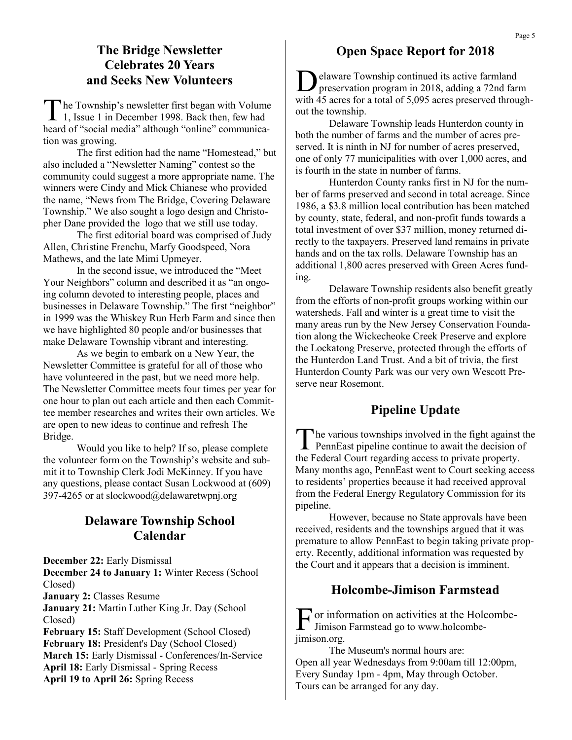## The Bridge Newsletter Celebrates 20 Years and Seeks New Volunteers

The Township's newsletter first began with Volume 1, Issue 1 in December 1998. Back then, few had heard of "social media" although "online" communication was growing.

The first edition had the name "Homestead," but also included a "Newsletter Naming" contest so the community could suggest a more appropriate name. The winners were Cindy and Mick Chianese who provided the name, "News from The Bridge, Covering Delaware Township." We also sought a logo design and Christopher Dane provided the logo that we still use today.

The first editorial board was comprised of Judy Allen, Christine Frenchu, Marfy Goodspeed, Nora Mathews, and the late Mimi Upmeyer.

In the second issue, we introduced the "Meet Your Neighbors" column and described it as "an ongoing column devoted to interesting people, places and businesses in Delaware Township." The first "neighbor" in 1999 was the Whiskey Run Herb Farm and since then we have highlighted 80 people and/or businesses that make Delaware Township vibrant and interesting.

As we begin to embark on a New Year, the Newsletter Committee is grateful for all of those who have volunteered in the past, but we need more help. The Newsletter Committee meets four times per year for one hour to plan out each article and then each Committee member researches and writes their own articles. We are open to new ideas to continue and refresh The Bridge.

Would you like to help? If so, please complete the volunteer form on the Township's website and submit it to Township Clerk Jodi McKinney. If you have any questions, please contact Susan Lockwood at (609) 397-4265 or at slockwood@delawaretwpnj.org

## Delaware Township School Calendar

**December 22:** Early Dismissal
**December 24 to January 1:** Winter Recess (School Closed)
**January 2:** Classes Resume
**January 21:** Martin Luther King Jr. Day (School Closed)
**February 15:** Staff Development (School Closed)
**February 18:** President's Day (School Closed)
**March 15:** Early Dismissal - Conferences/In-Service
**April 18:** Early Dismissal - Spring Recess
**April 19 to April 26:** Spring Recess

## Open Space Report for 2018

Delaware Township continued its active farmland preservation program in 2018, adding a 72nd farm with 45 acres for a total of 5,095 acres preserved throughout the township.

Delaware Township leads Hunterdon county in both the number of farms and the number of acres preserved. It is ninth in NJ for number of acres preserved, one of only 77 municipalities with over 1,000 acres, and is fourth in the state in number of farms.

Hunterdon County ranks first in NJ for the number of farms preserved and second in total acreage. Since 1986, a \$3.8 million local contribution has been matched by county, state, federal, and non-profit funds towards a total investment of over \$37 million, money returned directly to the taxpayers. Preserved land remains in private hands and on the tax rolls. Delaware Township has an additional 1,800 acres preserved with Green Acres funding.

Delaware Township residents also benefit greatly from the efforts of non-profit groups working within our watersheds. Fall and winter is a great time to visit the many areas run by the New Jersey Conservation Foundation along the Wickecheoke Creek Preserve and explore the Lockatong Preserve, protected through the efforts of the Hunterdon Land Trust. And a bit of trivia, the first Hunterdon County Park was our very own Wescott Preserve near Rosemont.

## Pipeline Update

The various townships involved in the fight against the PennEast pipeline continue to await the decision of the Federal Court regarding access to private property. Many months ago, PennEast went to Court seeking access to residents' properties because it had received approval from the Federal Energy Regulatory Commission for its pipeline.

However, because no State approvals have been received, residents and the townships argued that it was premature to allow PennEast to begin taking private property. Recently, additional information was requested by the Court and it appears that a decision is imminent.

## Holcombe-Jimison Farmstead

For information on activities at the Holcombe-Jimison Farmstead go to www.holcombe-jimison.org.

The Museum's normal hours are:
Open all year Wednesdays from 9:00am till 12:00pm,
Every Sunday 1pm - 4pm, May through October.
Tours can be arranged for any day.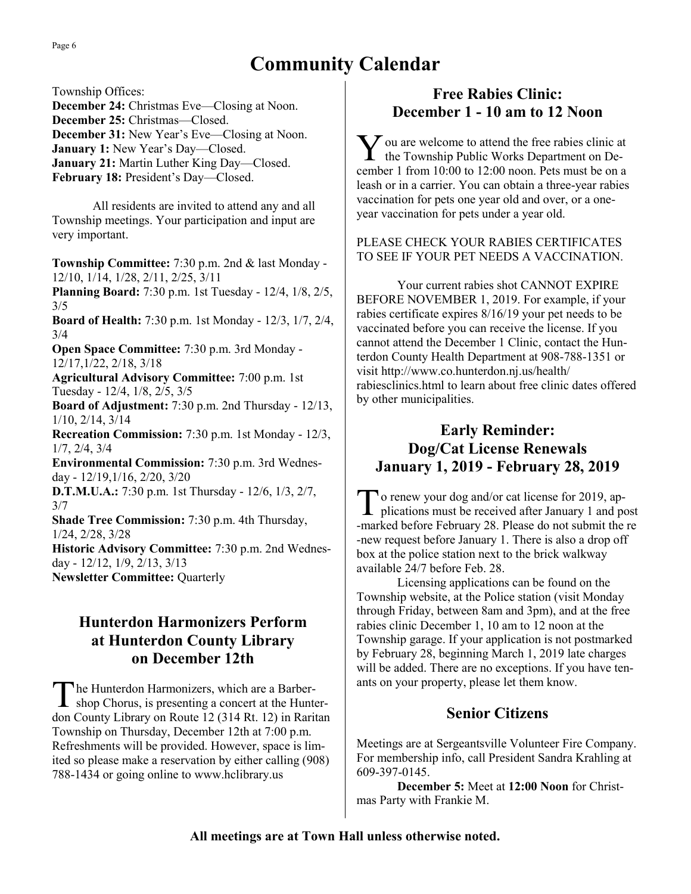# Community Calendar

Township Offices:
**December 24:** Christmas Eve—Closing at Noon.
**December 25:** Christmas—Closed.
**December 31:** New Year's Eve—Closing at Noon.
**January 1:** New Year's Day—Closed.
**January 21:** Martin Luther King Day—Closed.
**February 18:** President's Day—Closed.

All residents are invited to attend any and all Township meetings. Your participation and input are very important.

**Township Committee:** 7:30 p.m. 2nd & last Monday - 12/10, 1/14, 1/28, 2/11, 2/25, 3/11
**Planning Board:** 7:30 p.m. 1st Tuesday - 12/4, 1/8, 2/5, 3/5
**Board of Health:** 7:30 p.m. 1st Monday - 12/3, 1/7, 2/4, 3/4
**Open Space Committee:** 7:30 p.m. 3rd Monday - 12/17,1/22, 2/18, 3/18
**Agricultural Advisory Committee:** 7:00 p.m. 1st Tuesday - 12/4, 1/8, 2/5, 3/5
**Board of Adjustment:** 7:30 p.m. 2nd Thursday - 12/13, 1/10, 2/14, 3/14
**Recreation Commission:** 7:30 p.m. 1st Monday - 12/3, 1/7, 2/4, 3/4
**Environmental Commission:** 7:30 p.m. 3rd Wednesday - 12/19,1/16, 2/20, 3/20
**D.T.M.U.A.:** 7:30 p.m. 1st Thursday - 12/6, 1/3, 2/7, 3/7
**Shade Tree Commission:** 7:30 p.m. 4th Thursday, 1/24, 2/28, 3/28
**Historic Advisory Committee:** 7:30 p.m. 2nd Wednesday - 12/12, 1/9, 2/13, 3/13
**Newsletter Committee:** Quarterly

## Hunterdon Harmonizers Perform at Hunterdon County Library on December 12th

The Hunterdon Harmonizers, which are a Barbershop Chorus, is presenting a concert at the Hunterdon County Library on Route 12 (314 Rt. 12) in Raritan Township on Thursday, December 12th at 7:00 p.m. Refreshments will be provided. However, space is limited so please make a reservation by either calling (908) 788-1434 or going online to www.hclibrary.us

## Free Rabies Clinic: December 1 - 10 am to 12 Noon

You are welcome to attend the free rabies clinic at the Township Public Works Department on December 1 from 10:00 to 12:00 noon. Pets must be on a leash or in a carrier. You can obtain a three-year rabies vaccination for pets one year old and over, or a one-year vaccination for pets under a year old.

PLEASE CHECK YOUR RABIES CERTIFICATES TO SEE IF YOUR PET NEEDS A VACCINATION.

Your current rabies shot CANNOT EXPIRE BEFORE NOVEMBER 1, 2019. For example, if your rabies certificate expires 8/16/19 your pet needs to be vaccinated before you can receive the license. If you cannot attend the December 1 Clinic, contact the Hunterdon County Health Department at 908-788-1351 or visit http://www.co.hunterdon.nj.us/health/rabiesclinics.html to learn about free clinic dates offered by other municipalities.

## Early Reminder: Dog/Cat License Renewals January 1, 2019 - February 28, 2019

To renew your dog and/or cat license for 2019, applications must be received after January 1 and post-marked before February 28. Please do not submit the re-new request before January 1. There is also a drop off box at the police station next to the brick walkway available 24/7 before Feb. 28.

Licensing applications can be found on the Township website, at the Police station (visit Monday through Friday, between 8am and 3pm), and at the free rabies clinic December 1, 10 am to 12 noon at the Township garage. If your application is not postmarked by February 28, beginning March 1, 2019 late charges will be added. There are no exceptions. If you have tenants on your property, please let them know.

## Senior Citizens

Meetings are at Sergeantsville Volunteer Fire Company. For membership info, call President Sandra Krahling at 609-397-0145.

**December 5:** Meet at **12:00 Noon** for Christmas Party with Frankie M.

**All meetings are at Town Hall unless otherwise noted.**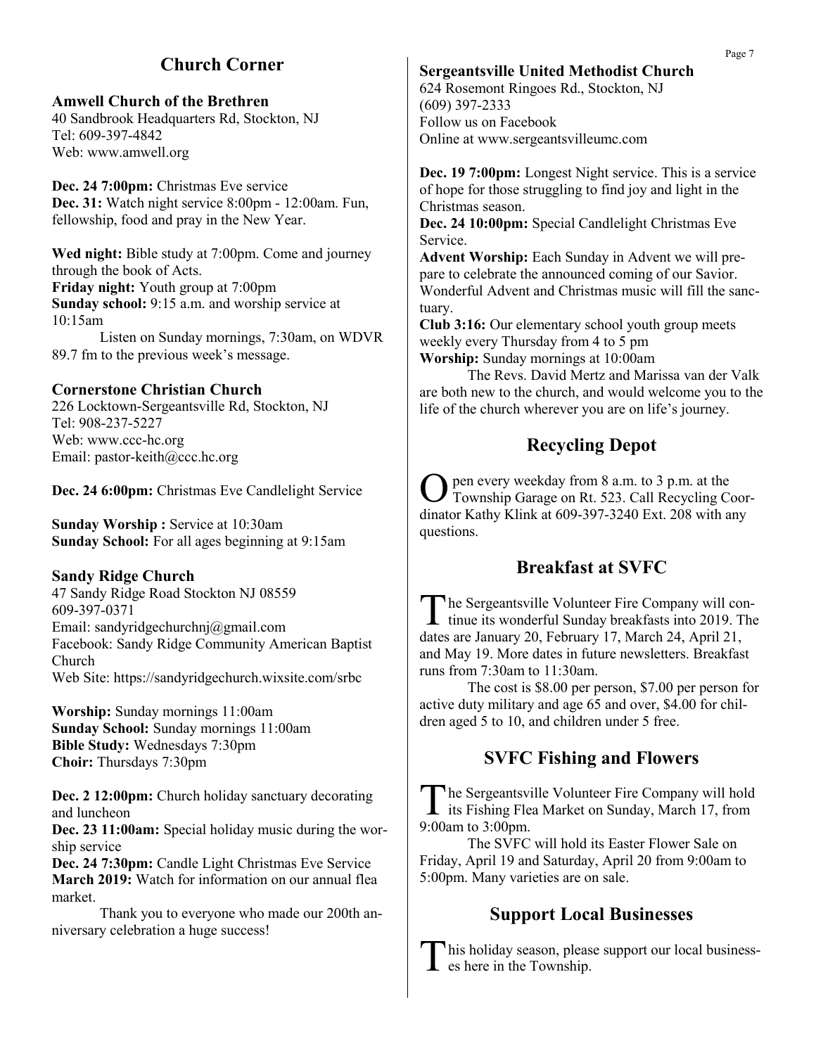## Church Corner

### Amwell Church of the Brethren

40 Sandbrook Headquarters Rd, Stockton, NJ
Tel: 609-397-4842
Web: www.amwell.org

**Dec. 24 7:00pm:** Christmas Eve service
**Dec. 31:** Watch night service 8:00pm - 12:00am. Fun, fellowship, food and pray in the New Year.

**Wed night:** Bible study at 7:00pm. Come and journey through the book of Acts.
**Friday night:** Youth group at 7:00pm
**Sunday school:** 9:15 a.m. and worship service at 10:15am

Listen on Sunday mornings, 7:30am, on WDVR 89.7 fm to the previous week's message.

### Cornerstone Christian Church

226 Locktown-Sergeantsville Rd, Stockton, NJ
Tel: 908-237-5227
Web: www.ccc-hc.org
Email: pastor-keith@ccc.hc.org

**Dec. 24 6:00pm:** Christmas Eve Candlelight Service

**Sunday Worship :** Service at 10:30am
**Sunday School:** For all ages beginning at 9:15am

### Sandy Ridge Church

47 Sandy Ridge Road Stockton NJ 08559
609-397-0371
Email: sandyridgechurchnj@gmail.com
Facebook: Sandy Ridge Community American Baptist Church
Web Site: https://sandyridgechurch.wixsite.com/srbc

**Worship:** Sunday mornings 11:00am
**Sunday School:** Sunday mornings 11:00am
**Bible Study:** Wednesdays 7:30pm
**Choir:** Thursdays 7:30pm

**Dec. 2 12:00pm:** Church holiday sanctuary decorating and luncheon
**Dec. 23 11:00am:** Special holiday music during the worship service
**Dec. 24 7:30pm:** Candle Light Christmas Eve Service
**March 2019:** Watch for information on our annual flea market.

Thank you to everyone who made our 200th anniversary celebration a huge success!

### Sergeantsville United Methodist Church

624 Rosemont Ringoes Rd., Stockton, NJ
(609) 397-2333
Follow us on Facebook
Online at www.sergeantsvilleumc.com

**Dec. 19 7:00pm:** Longest Night service. This is a service of hope for those struggling to find joy and light in the Christmas season.
**Dec. 24 10:00pm:** Special Candlelight Christmas Eve Service.
**Advent Worship:** Each Sunday in Advent we will prepare to celebrate the announced coming of our Savior. Wonderful Advent and Christmas music will fill the sanctuary.
**Club 3:16:** Our elementary school youth group meets weekly every Thursday from 4 to 5 pm
**Worship:** Sunday mornings at 10:00am

The Revs. David Mertz and Marissa van der Valk are both new to the church, and would welcome you to the life of the church wherever you are on life's journey.

## Recycling Depot

Open every weekday from 8 a.m. to 3 p.m. at the Township Garage on Rt. 523. Call Recycling Coordinator Kathy Klink at 609-397-3240 Ext. 208 with any questions.

## Breakfast at SVFC

The Sergeantsville Volunteer Fire Company will continue its wonderful Sunday breakfasts into 2019. The dates are January 20, February 17, March 24, April 21, and May 19. More dates in future newsletters. Breakfast runs from 7:30am to 11:30am.

The cost is $8.00 per person, $7.00 per person for active duty military and age 65 and over, $4.00 for children aged 5 to 10, and children under 5 free.

## SVFC Fishing and Flowers

The Sergeantsville Volunteer Fire Company will hold its Fishing Flea Market on Sunday, March 17, from 9:00am to 3:00pm.

The SVFC will hold its Easter Flower Sale on Friday, April 19 and Saturday, April 20 from 9:00am to 5:00pm. Many varieties are on sale.

## Support Local Businesses

This holiday season, please support our local businesses here in the Township.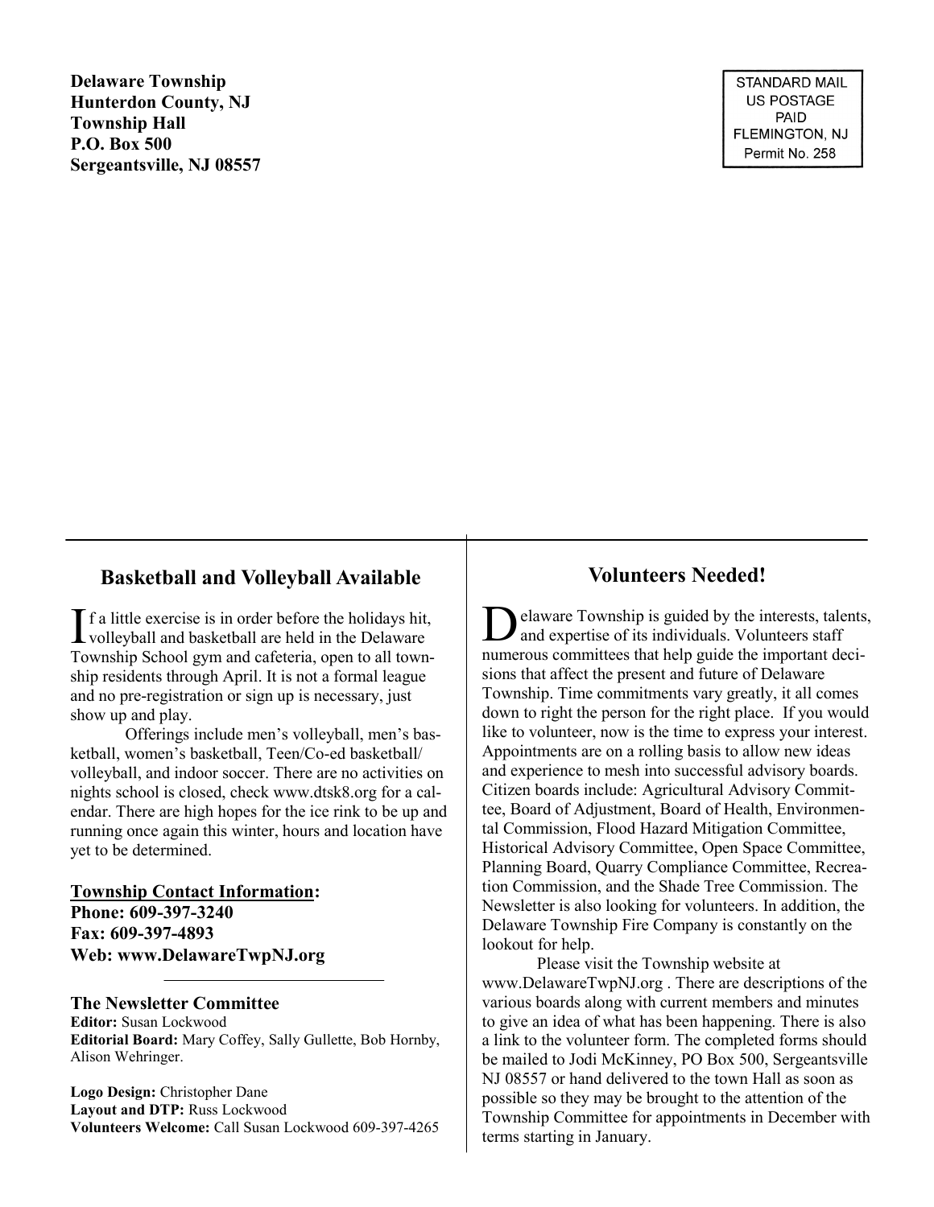**Delaware Township**
**Hunterdon County, NJ**
**Township Hall**
**P.O. Box 500**
**Sergeantsville, NJ 08557**

STANDARD MAIL
US POSTAGE
PAID
FLEMINGTON, NJ
Permit No. 258

## Basketball and Volleyball Available

If a little exercise is in order before the holidays hit, volleyball and basketball are held in the Delaware Township School gym and cafeteria, open to all township residents through April. It is not a formal league and no pre-registration or sign up is necessary, just show up and play.

Offerings include men's volleyball, men's basketball, women's basketball, Teen/Co-ed basketball/volleyball, and indoor soccer. There are no activities on nights school is closed, check www.dtsk8.org for a calendar. There are high hopes for the ice rink to be up and running once again this winter, hours and location have yet to be determined.

**Township Contact Information:**
**Phone: 609-397-3240**
**Fax: 609-397-4893**
**Web: www.DelawareTwpNJ.org**

---

**The Newsletter Committee**
**Editor:** Susan Lockwood
**Editorial Board:** Mary Coffey, Sally Gullette, Bob Hornby, Alison Wehringer.

**Logo Design:** Christopher Dane
**Layout and DTP:** Russ Lockwood
**Volunteers Welcome:** Call Susan Lockwood 609-397-4265

## Volunteers Needed!

Delaware Township is guided by the interests, talents, and expertise of its individuals. Volunteers staff numerous committees that help guide the important decisions that affect the present and future of Delaware Township. Time commitments vary greatly, it all comes down to right the person for the right place. If you would like to volunteer, now is the time to express your interest. Appointments are on a rolling basis to allow new ideas and experience to mesh into successful advisory boards. Citizen boards include: Agricultural Advisory Committee, Board of Adjustment, Board of Health, Environmental Commission, Flood Hazard Mitigation Committee, Historical Advisory Committee, Open Space Committee, Planning Board, Quarry Compliance Committee, Recreation Commission, and the Shade Tree Commission. The Newsletter is also looking for volunteers. In addition, the Delaware Township Fire Company is constantly on the lookout for help.

Please visit the Township website at www.DelawareTwpNJ.org . There are descriptions of the various boards along with current members and minutes to give an idea of what has been happening. There is also a link to the volunteer form. The completed forms should be mailed to Jodi McKinney, PO Box 500, Sergeantsville NJ 08557 or hand delivered to the town Hall as soon as possible so they may be brought to the attention of the Township Committee for appointments in December with terms starting in January.